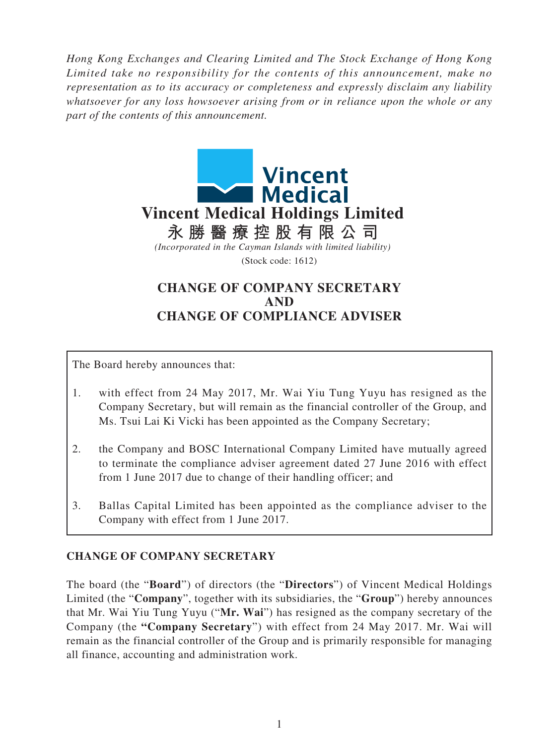*Hong Kong Exchanges and Clearing Limited and The Stock Exchange of Hong Kong Limited take no responsibility for the contents of this announcement, make no representation as to its accuracy or completeness and expressly disclaim any liability whatsoever for any loss howsoever arising from or in reliance upon the whole or any part of the contents of this announcement.*

# Vincent Medical Holdings Limited
# 永 勝 醫 療 控 股 有 限 公 司

*(Incorporated in the Cayman Islands with limited liability)*

(Stock code: 1612)

## CHANGE OF COMPANY SECRETARY AND CHANGE OF COMPLIANCE ADVISER

The Board hereby announces that:

1. with effect from 24 May 2017, Mr. Wai Yiu Tung Yuyu has resigned as the Company Secretary, but will remain as the financial controller of the Group, and Ms. Tsui Lai Ki Vicki has been appointed as the Company Secretary;
2. the Company and BOSC International Company Limited have mutually agreed to terminate the compliance adviser agreement dated 27 June 2016 with effect from 1 June 2017 due to change of their handling officer; and
3. Ballas Capital Limited has been appointed as the compliance adviser to the Company with effect from 1 June 2017.

## CHANGE OF COMPANY SECRETARY

The board (the "**Board**") of directors (the "**Directors**") of Vincent Medical Holdings Limited (the "**Company**", together with its subsidiaries, the "**Group**") hereby announces that Mr. Wai Yiu Tung Yuyu ("**Mr. Wai**") has resigned as the company secretary of the Company (the **"Company Secretary**") with effect from 24 May 2017. Mr. Wai will remain as the financial controller of the Group and is primarily responsible for managing all finance, accounting and administration work.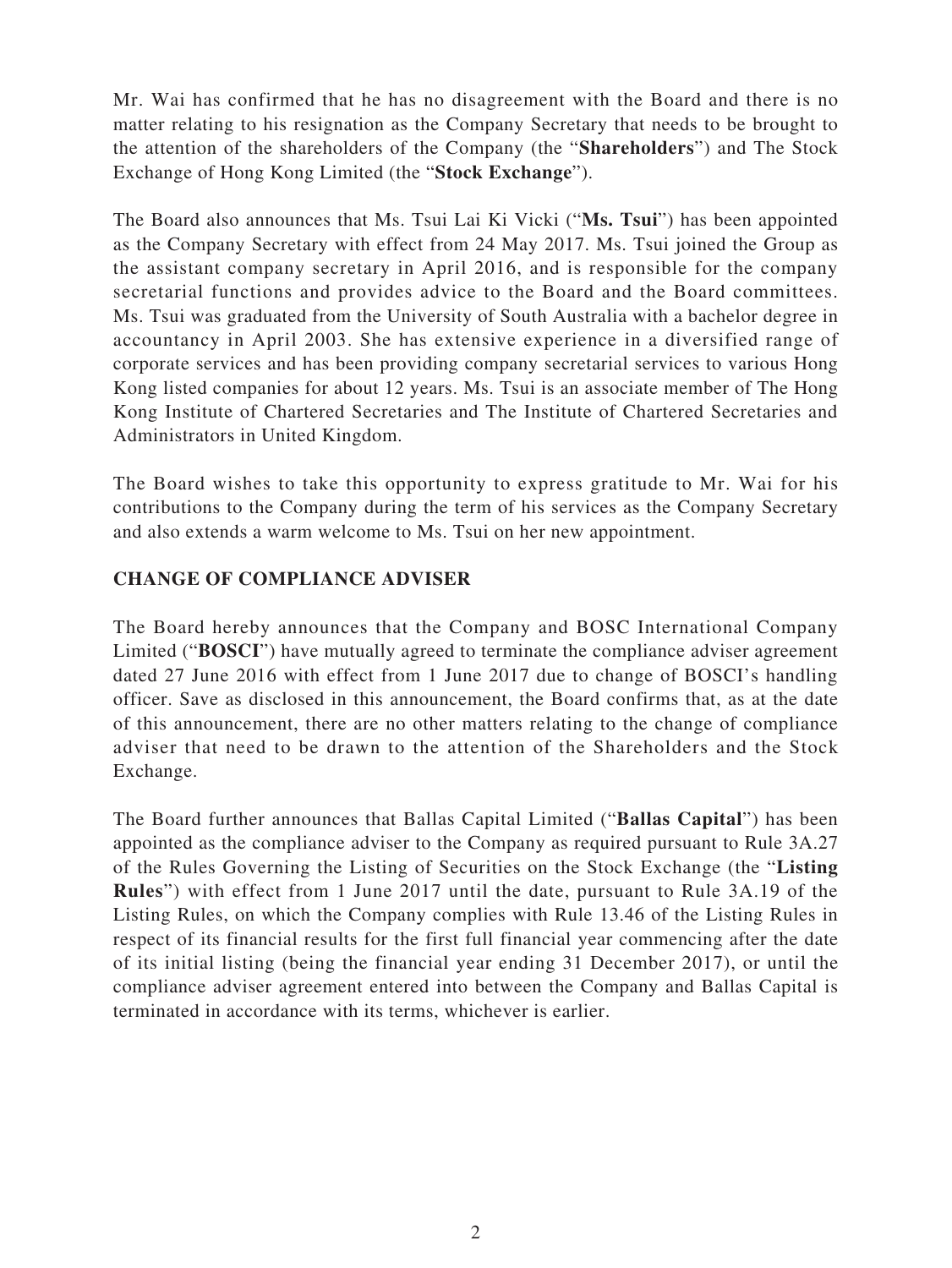Mr. Wai has confirmed that he has no disagreement with the Board and there is no matter relating to his resignation as the Company Secretary that needs to be brought to the attention of the shareholders of the Company (the "**Shareholders**") and The Stock Exchange of Hong Kong Limited (the "**Stock Exchange**").

The Board also announces that Ms. Tsui Lai Ki Vicki ("**Ms. Tsui**") has been appointed as the Company Secretary with effect from 24 May 2017. Ms. Tsui joined the Group as the assistant company secretary in April 2016, and is responsible for the company secretarial functions and provides advice to the Board and the Board committees. Ms. Tsui was graduated from the University of South Australia with a bachelor degree in accountancy in April 2003. She has extensive experience in a diversified range of corporate services and has been providing company secretarial services to various Hong Kong listed companies for about 12 years. Ms. Tsui is an associate member of The Hong Kong Institute of Chartered Secretaries and The Institute of Chartered Secretaries and Administrators in United Kingdom.

The Board wishes to take this opportunity to express gratitude to Mr. Wai for his contributions to the Company during the term of his services as the Company Secretary and also extends a warm welcome to Ms. Tsui on her new appointment.

## CHANGE OF COMPLIANCE ADVISER

The Board hereby announces that the Company and BOSC International Company Limited ("**BOSCI**") have mutually agreed to terminate the compliance adviser agreement dated 27 June 2016 with effect from 1 June 2017 due to change of BOSCI's handling officer. Save as disclosed in this announcement, the Board confirms that, as at the date of this announcement, there are no other matters relating to the change of compliance adviser that need to be drawn to the attention of the Shareholders and the Stock Exchange.

The Board further announces that Ballas Capital Limited ("**Ballas Capital**") has been appointed as the compliance adviser to the Company as required pursuant to Rule 3A.27 of the Rules Governing the Listing of Securities on the Stock Exchange (the "**Listing Rules**") with effect from 1 June 2017 until the date, pursuant to Rule 3A.19 of the Listing Rules, on which the Company complies with Rule 13.46 of the Listing Rules in respect of its financial results for the first full financial year commencing after the date of its initial listing (being the financial year ending 31 December 2017), or until the compliance adviser agreement entered into between the Company and Ballas Capital is terminated in accordance with its terms, whichever is earlier.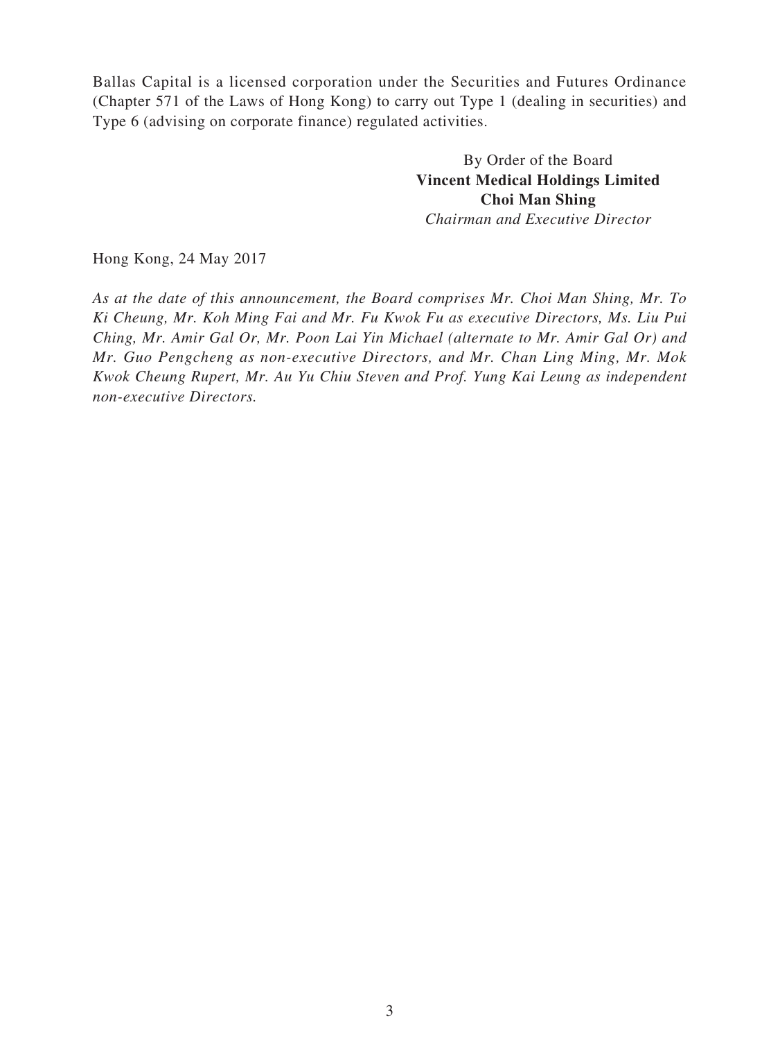Ballas Capital is a licensed corporation under the Securities and Futures Ordinance (Chapter 571 of the Laws of Hong Kong) to carry out Type 1 (dealing in securities) and Type 6 (advising on corporate finance) regulated activities.

By Order of the Board
**Vincent Medical Holdings Limited**
**Choi Man Shing**
*Chairman and Executive Director*

Hong Kong, 24 May 2017

*As at the date of this announcement, the Board comprises Mr. Choi Man Shing, Mr. To Ki Cheung, Mr. Koh Ming Fai and Mr. Fu Kwok Fu as executive Directors, Ms. Liu Pui Ching, Mr. Amir Gal Or, Mr. Poon Lai Yin Michael (alternate to Mr. Amir Gal Or) and Mr. Guo Pengcheng as non-executive Directors, and Mr. Chan Ling Ming, Mr. Mok Kwok Cheung Rupert, Mr. Au Yu Chiu Steven and Prof. Yung Kai Leung as independent non-executive Directors.*